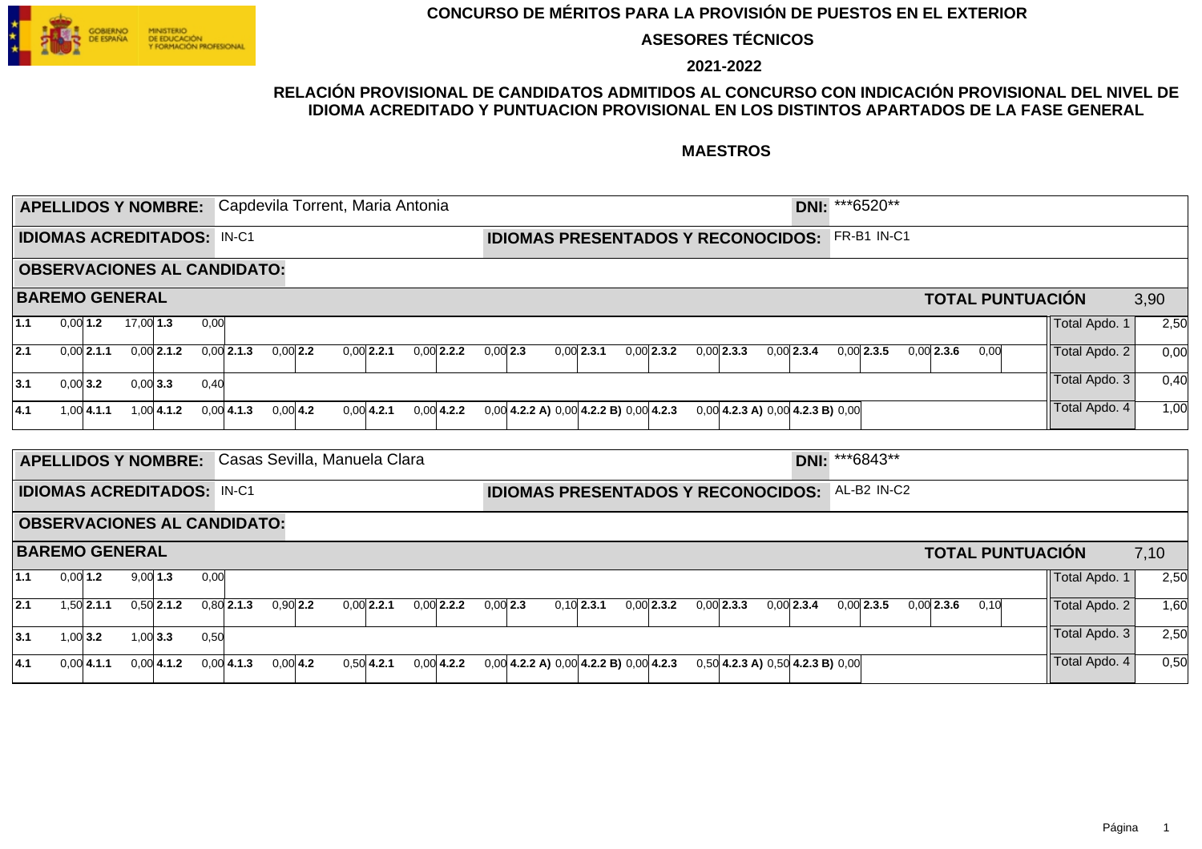GOBIERNO DE ESPAÑA — MINISTERIO DE EDUCACIÓN Y FORMACIÓN PROFESIONAL

# CONCURSO DE MÉRITOS PARA LA PROVISIÓN DE PUESTOS EN EL EXTERIOR

## ASESORES TÉCNICOS

## 2021-2022

### RELACIÓN PROVISIONAL DE CANDIDATOS ADMITIDOS AL CONCURSO CON INDICACIÓN PROVISIONAL DEL NIVEL DE IDIOMA ACREDITADO Y PUNTUACION PROVISIONAL EN LOS DISTINTOS APARTADOS DE LA FASE GENERAL

### MAESTROS

**APELLIDOS Y NOMBRE:** Capdevila Torrent, Maria Antonia — **DNI:** ***6520**

**IDIOMAS ACREDITADOS:** IN-C1 — **IDIOMAS PRESENTADOS Y RECONOCIDOS:** FR-B1 IN-C1

**OBSERVACIONES AL CANDIDATO:**

**BAREMO GENERAL** — **TOTAL PUNTUACIÓN** 3,90

| Apartado | | | | | | | | | | | | | | | | | | | | | | | | Total | |
|---|---|---|---|---|---|---|---|---|---|---|---|---|---|---|---|---|---|---|---|---|---|---|---|---|---|
| **1.1** | 0,00 | **1.2** | 17,00 | **1.3** | 0,00 | | | | | | | | | | | | | | | | | | | Total Apdo. 1 | 2,50 |
| **2.1** | 0,00 | **2.1.1** | 0,00 | **2.1.2** | 0,00 | **2.1.3** | 0,00 | **2.2** | 0,00 | **2.2.1** | 0,00 | **2.2.2** | 0,00 | **2.3** | 0,00 | **2.3.1** | 0,00 | **2.3.2** | 0,00 | **2.3.3** | 0,00 | **2.3.4** | 0,00 **2.3.5** 0,00 **2.3.6** 0,00 | Total Apdo. 2 | 0,00 |
| **3.1** | 0,00 | **3.2** | 0,00 | **3.3** | 0,40 | | | | | | | | | | | | | | | | | | | Total Apdo. 3 | 0,40 |
| **4.1** | 1,00 | **4.1.1** | 1,00 | **4.1.2** | 0,00 | **4.1.3** | 0,00 | **4.2** | 0,00 | **4.2.1** | 0,00 | **4.2.2** | 0,00 | **4.2.2 A)** | 0,00 | **4.2.2 B)** | 0,00 | **4.2.3** | 0,00 | **4.2.3 A)** | 0,00 | **4.2.3 B)** | 0,00 | Total Apdo. 4 | 1,00 |

**APELLIDOS Y NOMBRE:** Casas Sevilla, Manuela Clara — **DNI:** ***6843**

**IDIOMAS ACREDITADOS:** IN-C1 — **IDIOMAS PRESENTADOS Y RECONOCIDOS:** AL-B2 IN-C2

**OBSERVACIONES AL CANDIDATO:**

**BAREMO GENERAL** — **TOTAL PUNTUACIÓN** 7,10

| Apartado | | | | | | | | | | | | | | | | | | | | | | | | Total | |
|---|---|---|---|---|---|---|---|---|---|---|---|---|---|---|---|---|---|---|---|---|---|---|---|---|---|
| **1.1** | 0,00 | **1.2** | 9,00 | **1.3** | 0,00 | | | | | | | | | | | | | | | | | | | Total Apdo. 1 | 2,50 |
| **2.1** | 1,50 | **2.1.1** | 0,50 | **2.1.2** | 0,80 | **2.1.3** | 0,90 | **2.2** | 0,00 | **2.2.1** | 0,00 | **2.2.2** | 0,00 | **2.3** | 0,10 | **2.3.1** | 0,00 | **2.3.2** | 0,00 | **2.3.3** | 0,00 | **2.3.4** | 0,00 **2.3.5** 0,00 **2.3.6** 0,10 | Total Apdo. 2 | 1,60 |
| **3.1** | 1,00 | **3.2** | 1,00 | **3.3** | 0,50 | | | | | | | | | | | | | | | | | | | Total Apdo. 3 | 2,50 |
| **4.1** | 0,00 | **4.1.1** | 0,00 | **4.1.2** | 0,00 | **4.1.3** | 0,00 | **4.2** | 0,50 | **4.2.1** | 0,00 | **4.2.2** | 0,00 | **4.2.2 A)** | 0,00 | **4.2.2 B)** | 0,00 | **4.2.3** | 0,50 | **4.2.3 A)** | 0,50 | **4.2.3 B)** | 0,00 | Total Apdo. 4 | 0,50 |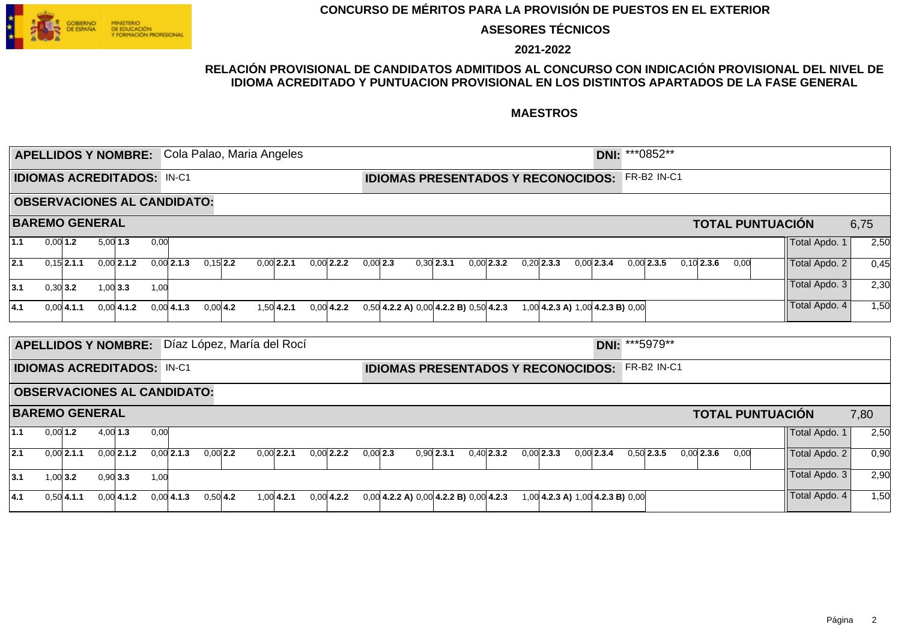**CONCURSO DE MÉRITOS PARA LA PROVISIÓN DE PUESTOS EN EL EXTERIOR**

**ASESORES TÉCNICOS**

**2021-2022**

**RELACIÓN PROVISIONAL DE CANDIDATOS ADMITIDOS AL CONCURSO CON INDICACIÓN PROVISIONAL DEL NIVEL DE IDIOMA ACREDITADO Y PUNTUACION PROVISIONAL EN LOS DISTINTOS APARTADOS DE LA FASE GENERAL**

**MAESTROS**

**APELLIDOS Y NOMBRE:** Cola Palao, Maria Angeles **DNI:** ***0852**

**IDIOMAS ACREDITADOS:** IN-C1 **IDIOMAS PRESENTADOS Y RECONOCIDOS:** FR-B2 IN-C1

**OBSERVACIONES AL CANDIDATO:**

**BAREMO GENERAL** **TOTAL PUNTUACIÓN** 6,75

| | | | | | | | | | | | | | | | | | | | | | | | | | | | | | | | |
|---|---|---|---|---|---|---|---|---|---|---|---|---|---|---|---|---|---|---|---|---|---|---|---|---|---|---|---|---|---|---|---|
| **1.1** | 0,00 | **1.2** | 5,00 | **1.3** | 0,00 | | | | | | | | | | | | | | | | | | | | | | | | | Total Apdo. 1 | 2,50 |
| **2.1** | 0,15 | **2.1.1** | 0,00 | **2.1.2** | 0,00 | **2.1.3** | 0,15 | **2.2** | 0,00 | **2.2.1** | 0,00 | **2.2.2** | 0,00 | **2.3** | 0,30 | **2.3.1** | 0,00 | **2.3.2** | 0,20 | **2.3.3** | 0,00 | **2.3.4** | 0,00 | **2.3.5** | 0,10 | **2.3.6** | 0,00 | | | Total Apdo. 2 | 0,45 |
| **3.1** | 0,30 | **3.2** | 1,00 | **3.3** | 1,00 | | | | | | | | | | | | | | | | | | | | | | | | | Total Apdo. 3 | 2,30 |
| **4.1** | 0,00 | **4.1.1** | 0,00 | **4.1.2** | 0,00 | **4.1.3** | 0,00 | **4.2** | 1,50 | **4.2.1** | 0,00 | **4.2.2** | 0,50 | **4.2.2 A)** | 0,00 | **4.2.2 B)** | 0,50 | **4.2.3** | 1,00 | **4.2.3 A)** | 1,00 | **4.2.3 B)** | 0,00 | | | | | | | Total Apdo. 4 | 1,50 |

**APELLIDOS Y NOMBRE:** Díaz López, María del Rocí **DNI:** ***5979**

**IDIOMAS ACREDITADOS:** IN-C1 **IDIOMAS PRESENTADOS Y RECONOCIDOS:** FR-B2 IN-C1

**OBSERVACIONES AL CANDIDATO:**

**BAREMO GENERAL** **TOTAL PUNTUACIÓN** 7,80

| | | | | | | | | | | | | | | | | | | | | | | | | | | | | | | | |
|---|---|---|---|---|---|---|---|---|---|---|---|---|---|---|---|---|---|---|---|---|---|---|---|---|---|---|---|---|---|---|---|
| **1.1** | 0,00 | **1.2** | 4,00 | **1.3** | 0,00 | | | | | | | | | | | | | | | | | | | | | | | | | Total Apdo. 1 | 2,50 |
| **2.1** | 0,00 | **2.1.1** | 0,00 | **2.1.2** | 0,00 | **2.1.3** | 0,00 | **2.2** | 0,00 | **2.2.1** | 0,00 | **2.2.2** | 0,00 | **2.3** | 0,90 | **2.3.1** | 0,40 | **2.3.2** | 0,00 | **2.3.3** | 0,00 | **2.3.4** | 0,50 | **2.3.5** | 0,00 | **2.3.6** | 0,00 | | | Total Apdo. 2 | 0,90 |
| **3.1** | 1,00 | **3.2** | 0,90 | **3.3** | 1,00 | | | | | | | | | | | | | | | | | | | | | | | | | Total Apdo. 3 | 2,90 |
| **4.1** | 0,50 | **4.1.1** | 0,00 | **4.1.2** | 0,00 | **4.1.3** | 0,50 | **4.2** | 1,00 | **4.2.1** | 0,00 | **4.2.2** | 0,00 | **4.2.2 A)** | 0,00 | **4.2.2 B)** | 0,00 | **4.2.3** | 1,00 | **4.2.3 A)** | 1,00 | **4.2.3 B)** | 0,00 | | | | | | | Total Apdo. 4 | 1,50 |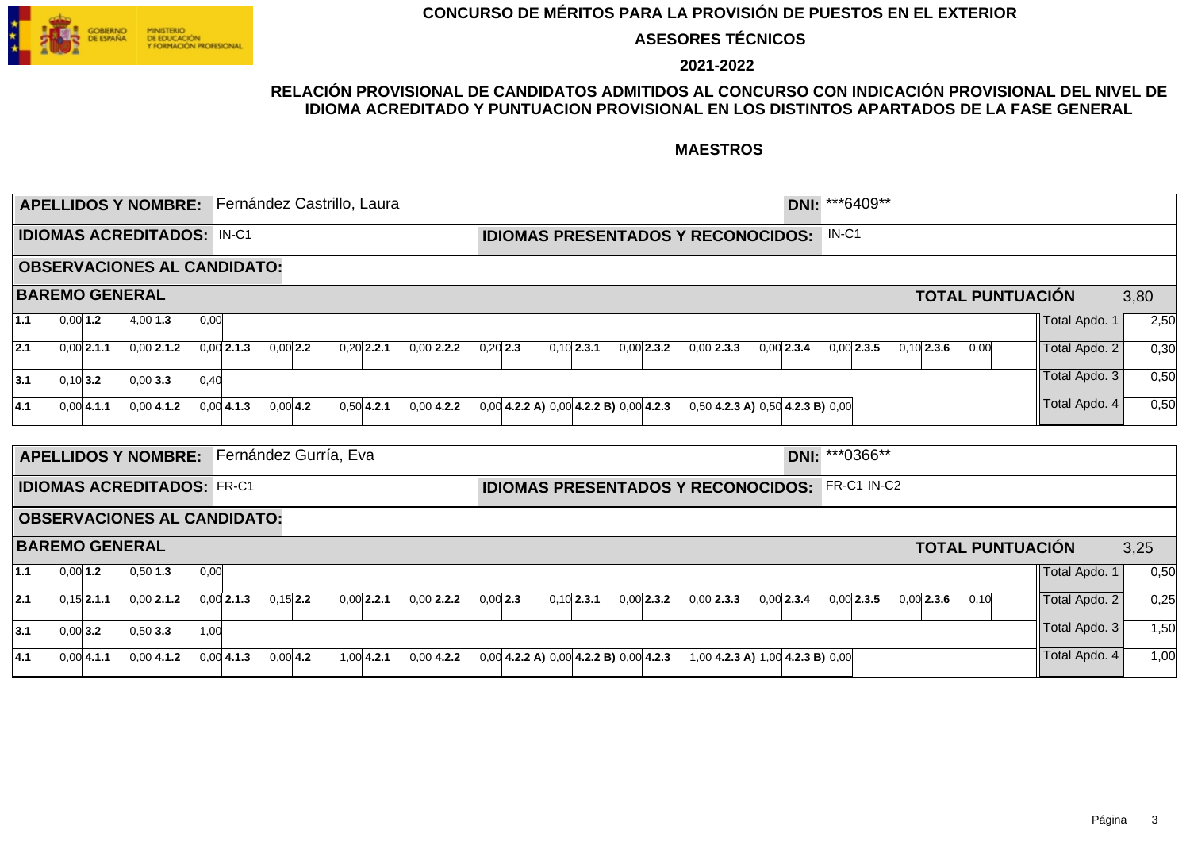**CONCURSO DE MÉRITOS PARA LA PROVISIÓN DE PUESTOS EN EL EXTERIOR**

**ASESORES TÉCNICOS**

**2021-2022**

**RELACIÓN PROVISIONAL DE CANDIDATOS ADMITIDOS AL CONCURSO CON INDICACIÓN PROVISIONAL DEL NIVEL DE IDIOMA ACREDITADO Y PUNTUACION PROVISIONAL EN LOS DISTINTOS APARTADOS DE LA FASE GENERAL**

**MAESTROS**

**APELLIDOS Y NOMBRE:** Fernández Castrillo, Laura **DNI:** ***6409**

**IDIOMAS ACREDITADOS:** IN-C1 **IDIOMAS PRESENTADOS Y RECONOCIDOS:** IN-C1

**OBSERVACIONES AL CANDIDATO:**

**BAREMO GENERAL** **TOTAL PUNTUACIÓN** 3,80

| | | | | | | | | | | | | | | | | | | | | | | | | | | | | |
|---|---|---|---|---|---|---|---|---|---|---|---|---|---|---|---|---|---|---|---|---|---|---|---|---|---|---|---|---|
| **1.1** | 0,00 | **1.2** | 4,00 | **1.3** | 0,00 | | | | | | | | | | | | | | | | | | | | | | Total Apdo. 1 | 2,50 |
| **2.1** | 0,00 | **2.1.1** | 0,00 | **2.1.2** | 0,00 | **2.1.3** | 0,00 | **2.2** | 0,20 | **2.2.1** | 0,00 | **2.2.2** | 0,20 | **2.3** | 0,10 | **2.3.1** | 0,00 | **2.3.2** | 0,00 | **2.3.3** | 0,00 | **2.3.4** | 0,00 | **2.3.5** | 0,10 | **2.3.6** 0,00 | Total Apdo. 2 | 0,30 |
| **3.1** | 0,10 | **3.2** | 0,00 | **3.3** | 0,40 | | | | | | | | | | | | | | | | | | | | | | Total Apdo. 3 | 0,50 |
| **4.1** | 0,00 | **4.1.1** | 0,00 | **4.1.2** | 0,00 | **4.1.3** | 0,00 | **4.2** | 0,50 | **4.2.1** | 0,00 | **4.2.2** | 0,00 | **4.2.2 A)** | 0,00 | **4.2.2 B)** | 0,00 | **4.2.3** | 0,50 | **4.2.3 A)** | 0,50 | **4.2.3 B)** | 0,00 | | | | Total Apdo. 4 | 0,50 |

**APELLIDOS Y NOMBRE:** Fernández Gurría, Eva **DNI:** ***0366**

**IDIOMAS ACREDITADOS:** FR-C1 **IDIOMAS PRESENTADOS Y RECONOCIDOS:** FR-C1 IN-C2

**OBSERVACIONES AL CANDIDATO:**

**BAREMO GENERAL** **TOTAL PUNTUACIÓN** 3,25

| | | | | | | | | | | | | | | | | | | | | | | | | | | | | |
|---|---|---|---|---|---|---|---|---|---|---|---|---|---|---|---|---|---|---|---|---|---|---|---|---|---|---|---|---|
| **1.1** | 0,00 | **1.2** | 0,50 | **1.3** | 0,00 | | | | | | | | | | | | | | | | | | | | | | Total Apdo. 1 | 0,50 |
| **2.1** | 0,15 | **2.1.1** | 0,00 | **2.1.2** | 0,00 | **2.1.3** | 0,15 | **2.2** | 0,00 | **2.2.1** | 0,00 | **2.2.2** | 0,00 | **2.3** | 0,10 | **2.3.1** | 0,00 | **2.3.2** | 0,00 | **2.3.3** | 0,00 | **2.3.4** | 0,00 | **2.3.5** | 0,00 | **2.3.6** 0,10 | Total Apdo. 2 | 0,25 |
| **3.1** | 0,00 | **3.2** | 0,50 | **3.3** | 1,00 | | | | | | | | | | | | | | | | | | | | | | Total Apdo. 3 | 1,50 |
| **4.1** | 0,00 | **4.1.1** | 0,00 | **4.1.2** | 0,00 | **4.1.3** | 0,00 | **4.2** | 1,00 | **4.2.1** | 0,00 | **4.2.2** | 0,00 | **4.2.2 A)** | 0,00 | **4.2.2 B)** | 0,00 | **4.2.3** | 1,00 | **4.2.3 A)** | 1,00 | **4.2.3 B)** | 0,00 | | | | Total Apdo. 4 | 1,00 |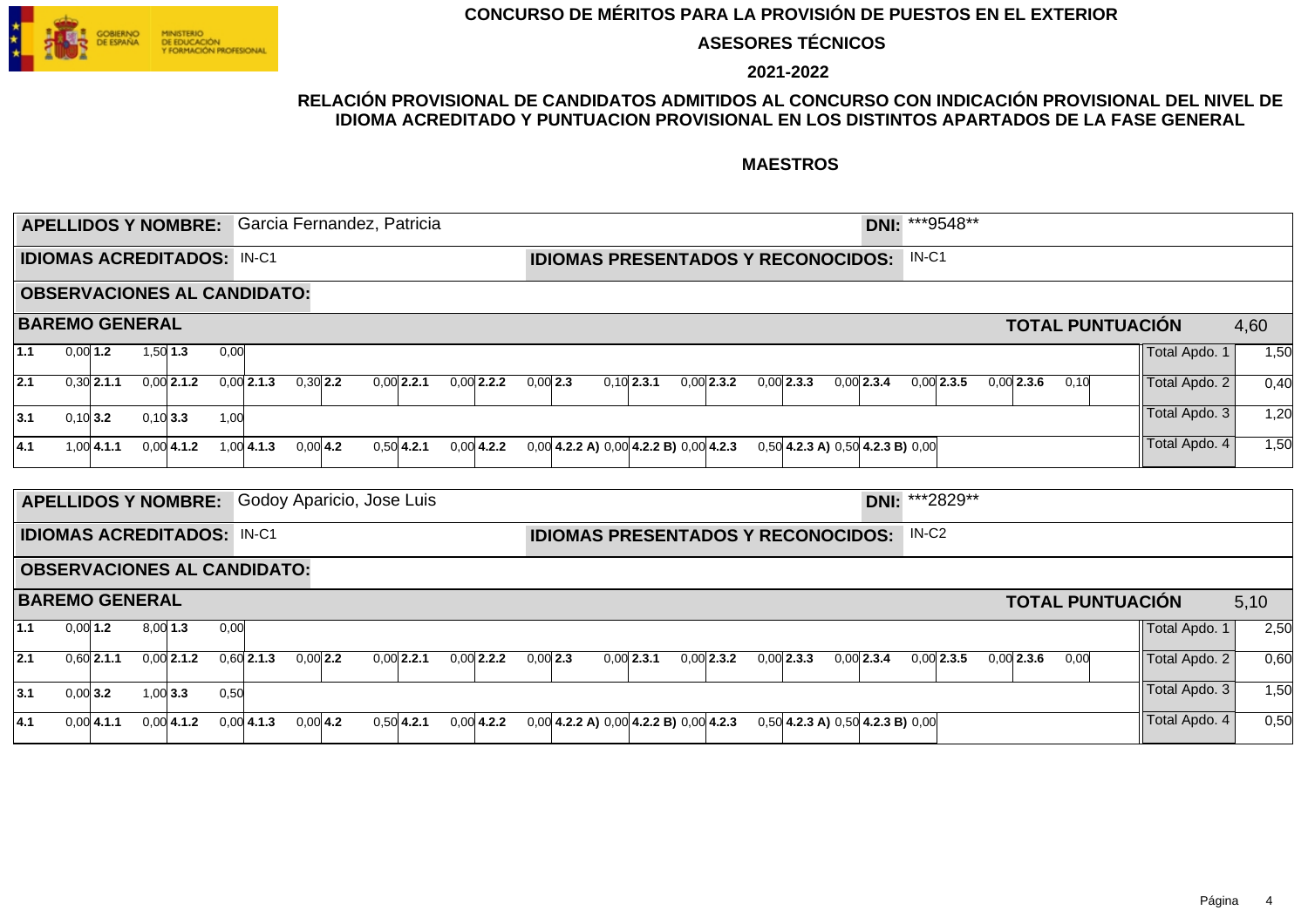**CONCURSO DE MÉRITOS PARA LA PROVISIÓN DE PUESTOS EN EL EXTERIOR**

**ASESORES TÉCNICOS**

**2021-2022**

**RELACIÓN PROVISIONAL DE CANDIDATOS ADMITIDOS AL CONCURSO CON INDICACIÓN PROVISIONAL DEL NIVEL DE IDIOMA ACREDITADO Y PUNTUACION PROVISIONAL EN LOS DISTINTOS APARTADOS DE LA FASE GENERAL**

**MAESTROS**

**APELLIDOS Y NOMBRE:** Garcia Fernandez, Patricia **DNI:** ***9548**

**IDIOMAS ACREDITADOS:** IN-C1 **IDIOMAS PRESENTADOS Y RECONOCIDOS:** IN-C1

**OBSERVACIONES AL CANDIDATO:**

**BAREMO GENERAL** **TOTAL PUNTUACIÓN** 4,60

| | | | | | | | | | | | | | | | | | | | | | | |
|---|---|---|---|---|---|---|---|---|---|---|---|---|---|---|---|---|---|---|---|---|---|---|
| **1.1** 0,00 | **1.2** 1,50 | **1.3** 0,00 | | | | | | | | | | | | | | | | | | | Total Apdo. 1 | 1,50 |
| **2.1** 0,30 | **2.1.1** 0,00 | **2.1.2** 0,00 | **2.1.3** 0,30 | **2.2** 0,00 | **2.2.1** 0,00 | **2.2.2** 0,00 | **2.3** 0,10 | **2.3.1** 0,00 | **2.3.2** 0,00 | **2.3.3** 0,00 | **2.3.4** 0,00 | **2.3.5** 0,00 | **2.3.6** 0,10 | | | | | | | | Total Apdo. 2 | 0,40 |
| **3.1** 0,10 | **3.2** 0,10 | **3.3** 1,00 | | | | | | | | | | | | | | | | | | | Total Apdo. 3 | 1,20 |
| **4.1** 1,00 | **4.1.1** 0,00 | **4.1.2** 1,00 | **4.1.3** 0,00 | **4.2** 0,50 | **4.2.1** 0,00 | **4.2.2** 0,00 | **4.2.2 A)** 0,00 | **4.2.2 B)** 0,00 | **4.2.3** 0,50 | **4.2.3 A)** 0,50 | **4.2.3 B)** 0,00 | | | | | | | | | | Total Apdo. 4 | 1,50 |

**APELLIDOS Y NOMBRE:** Godoy Aparicio, Jose Luis **DNI:** ***2829**

**IDIOMAS ACREDITADOS:** IN-C1 **IDIOMAS PRESENTADOS Y RECONOCIDOS:** IN-C2

**OBSERVACIONES AL CANDIDATO:**

**BAREMO GENERAL** **TOTAL PUNTUACIÓN** 5,10

| | | | | | | | | | | | | | | | | | | | | | | |
|---|---|---|---|---|---|---|---|---|---|---|---|---|---|---|---|---|---|---|---|---|---|---|
| **1.1** 0,00 | **1.2** 8,00 | **1.3** 0,00 | | | | | | | | | | | | | | | | | | | Total Apdo. 1 | 2,50 |
| **2.1** 0,60 | **2.1.1** 0,00 | **2.1.2** 0,60 | **2.1.3** 0,00 | **2.2** 0,00 | **2.2.1** 0,00 | **2.2.2** 0,00 | **2.3** 0,00 | **2.3.1** 0,00 | **2.3.2** 0,00 | **2.3.3** 0,00 | **2.3.4** 0,00 | **2.3.5** 0,00 | **2.3.6** 0,00 | | | | | | | | Total Apdo. 2 | 0,60 |
| **3.1** 0,00 | **3.2** 1,00 | **3.3** 0,50 | | | | | | | | | | | | | | | | | | | Total Apdo. 3 | 1,50 |
| **4.1** 0,00 | **4.1.1** 0,00 | **4.1.2** 0,00 | **4.1.3** 0,00 | **4.2** 0,50 | **4.2.1** 0,00 | **4.2.2** 0,00 | **4.2.2 A)** 0,00 | **4.2.2 B)** 0,00 | **4.2.3** 0,50 | **4.2.3 A)** 0,50 | **4.2.3 B)** 0,00 | | | | | | | | | | Total Apdo. 4 | 0,50 |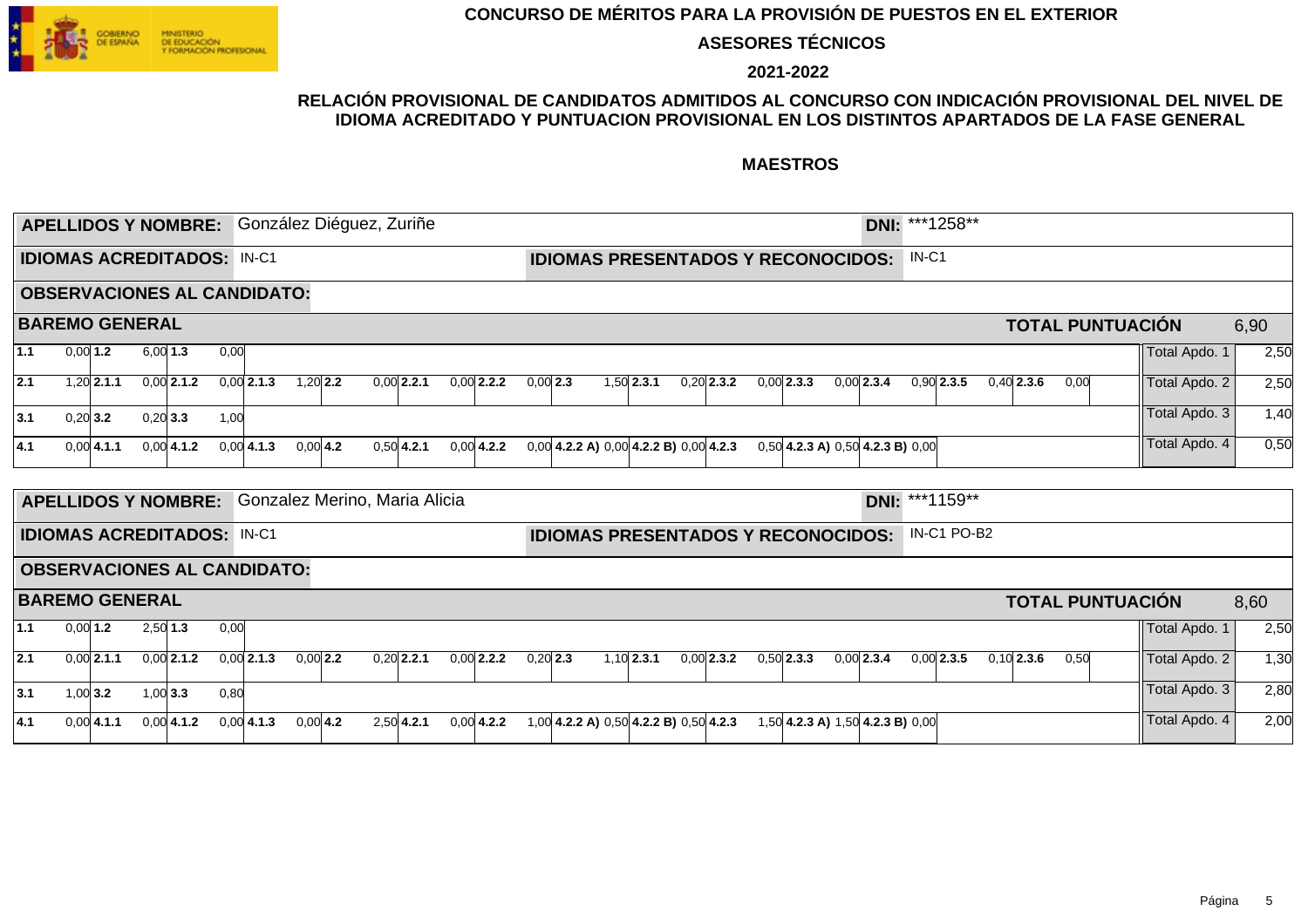**CONCURSO DE MÉRITOS PARA LA PROVISIÓN DE PUESTOS EN EL EXTERIOR**

**ASESORES TÉCNICOS**

**2021-2022**

**RELACIÓN PROVISIONAL DE CANDIDATOS ADMITIDOS AL CONCURSO CON INDICACIÓN PROVISIONAL DEL NIVEL DE IDIOMA ACREDITADO Y PUNTUACION PROVISIONAL EN LOS DISTINTOS APARTADOS DE LA FASE GENERAL**

**MAESTROS**

**APELLIDOS Y NOMBRE:** González Diéguez, Zuriñe **DNI:** ***1258**

**IDIOMAS ACREDITADOS:** IN-C1 **IDIOMAS PRESENTADOS Y RECONOCIDOS:** IN-C1

**OBSERVACIONES AL CANDIDATO:**

**BAREMO GENERAL** **TOTAL PUNTUACIÓN** 6,90

| | | | | | | | | | | | | | | | | |
|---|---|---|---|---|---|---|---|---|---|---|---|---|---|---|---|---|
| **1.1** 0,00 | **1.2** 6,00 | **1.3** 0,00 | | | | | | | | | | | | | Total Apdo. 1 | 2,50 |
| **2.1** 1,20 | **2.1.1** 0,00 | **2.1.2** 0,00 | **2.1.3** 1,20 | **2.2** 0,00 | **2.2.1** 0,00 | **2.2.2** 0,00 | **2.3** 1,50 | **2.3.1** 0,20 | **2.3.2** 0,00 | **2.3.3** 0,00 | **2.3.4** 0,90 | **2.3.5** 0,40 | **2.3.6** 0,00 | | Total Apdo. 2 | 2,50 |
| **3.1** 0,20 | **3.2** 0,20 | **3.3** 1,00 | | | | | | | | | | | | | Total Apdo. 3 | 1,40 |
| **4.1** 0,00 | **4.1.1** 0,00 | **4.1.2** 0,00 | **4.1.3** 0,00 | **4.2** 0,50 | **4.2.1** 0,00 | **4.2.2** 0,00 | **4.2.2 A)** 0,00 | **4.2.2 B)** 0,00 | **4.2.3** 0,50 | **4.2.3 A)** 0,50 | **4.2.3 B)** 0,00 | | | | Total Apdo. 4 | 0,50 |

**APELLIDOS Y NOMBRE:** Gonzalez Merino, Maria Alicia **DNI:** ***1159**

**IDIOMAS ACREDITADOS:** IN-C1 **IDIOMAS PRESENTADOS Y RECONOCIDOS:** IN-C1 PO-B2

**OBSERVACIONES AL CANDIDATO:**

**BAREMO GENERAL** **TOTAL PUNTUACIÓN** 8,60

| | | | | | | | | | | | | | | | | |
|---|---|---|---|---|---|---|---|---|---|---|---|---|---|---|---|---|
| **1.1** 0,00 | **1.2** 2,50 | **1.3** 0,00 | | | | | | | | | | | | | Total Apdo. 1 | 2,50 |
| **2.1** 0,00 | **2.1.1** 0,00 | **2.1.2** 0,00 | **2.1.3** 0,00 | **2.2** 0,20 | **2.2.1** 0,00 | **2.2.2** 0,20 | **2.3** 1,10 | **2.3.1** 0,00 | **2.3.2** 0,50 | **2.3.3** 0,00 | **2.3.4** 0,00 | **2.3.5** 0,10 | **2.3.6** 0,50 | | Total Apdo. 2 | 1,30 |
| **3.1** 1,00 | **3.2** 1,00 | **3.3** 0,80 | | | | | | | | | | | | | Total Apdo. 3 | 2,80 |
| **4.1** 0,00 | **4.1.1** 0,00 | **4.1.2** 0,00 | **4.1.3** 0,00 | **4.2** 2,50 | **4.2.1** 0,00 | **4.2.2** 1,00 | **4.2.2 A)** 0,50 | **4.2.2 B)** 0,50 | **4.2.3** 1,50 | **4.2.3 A)** 1,50 | **4.2.3 B)** 0,00 | | | | Total Apdo. 4 | 2,00 |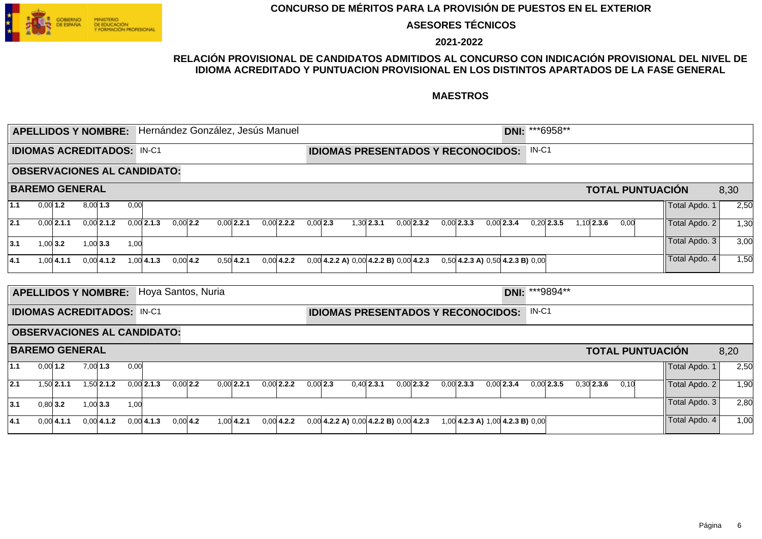GOBIERNO DE ESPAÑA — MINISTERIO DE EDUCACIÓN Y FORMACIÓN PROFESIONAL

# CONCURSO DE MÉRITOS PARA LA PROVISIÓN DE PUESTOS EN EL EXTERIOR

## ASESORES TÉCNICOS

## 2021-2022

### RELACIÓN PROVISIONAL DE CANDIDATOS ADMITIDOS AL CONCURSO CON INDICACIÓN PROVISIONAL DEL NIVEL DE IDIOMA ACREDITADO Y PUNTUACION PROVISIONAL EN LOS DISTINTOS APARTADOS DE LA FASE GENERAL

### MAESTROS

**APELLIDOS Y NOMBRE:** Hernández González, Jesús Manuel — **DNI:** ***6958**

**IDIOMAS ACREDITADOS:** IN-C1 — **IDIOMAS PRESENTADOS Y RECONOCIDOS:** IN-C1

**OBSERVACIONES AL CANDIDATO:**

**BAREMO GENERAL** — **TOTAL PUNTUACIÓN** 8,30

| Apdo. | | | | | | | | | | | | | | | | | | | | | | | | Total | |
|---|---|---|---|---|---|---|---|---|---|---|---|---|---|---|---|---|---|---|---|---|---|---|---|---|---|
| **1.1** | 0,00 | **1.2** | 8,00 | **1.3** | 0,00 | | | | | | | | | | | | | | | | | | | Total Apdo. 1 | 2,50 |
| **2.1** | 0,00 | **2.1.1** | 0,00 | **2.1.2** | 0,00 | **2.1.3** | 0,00 | **2.2** | 0,00 | **2.2.1** | 0,00 | **2.2.2** | 0,00 | **2.3** | 1,30 | **2.3.1** | 0,00 | **2.3.2** | 0,00 | **2.3.3** | 0,00 | **2.3.4** | 0,20 | **2.3.5** 1,10 **2.3.6** 0,00 | Total Apdo. 2 1,30 |
| **3.1** | 1,00 | **3.2** | 1,00 | **3.3** | 1,00 | | | | | | | | | | | | | | | | | | | Total Apdo. 3 | 3,00 |
| **4.1** | 1,00 | **4.1.1** | 0,00 | **4.1.2** | 1,00 | **4.1.3** | 0,00 | **4.2** | 0,50 | **4.2.1** | 0,00 | **4.2.2** | 0,00 | **4.2.2 A)** | 0,00 | **4.2.2 B)** | 0,00 | **4.2.3** | 0,50 | **4.2.3 A)** | 0,50 | **4.2.3 B)** | 0,00 | Total Apdo. 4 | 1,50 |

**APELLIDOS Y NOMBRE:** Hoya Santos, Nuria — **DNI:** ***9894**

**IDIOMAS ACREDITADOS:** IN-C1 — **IDIOMAS PRESENTADOS Y RECONOCIDOS:** IN-C1

**OBSERVACIONES AL CANDIDATO:**

**BAREMO GENERAL** — **TOTAL PUNTUACIÓN** 8,20

| Apdo. | | | | | | | | | | | | | | | | | | | | | | | | Total | |
|---|---|---|---|---|---|---|---|---|---|---|---|---|---|---|---|---|---|---|---|---|---|---|---|---|---|
| **1.1** | 0,00 | **1.2** | 7,00 | **1.3** | 0,00 | | | | | | | | | | | | | | | | | | | Total Apdo. 1 | 2,50 |
| **2.1** | 1,50 | **2.1.1** | 1,50 | **2.1.2** | 0,00 | **2.1.3** | 0,00 | **2.2** | 0,00 | **2.2.1** | 0,00 | **2.2.2** | 0,00 | **2.3** | 0,40 | **2.3.1** | 0,00 | **2.3.2** | 0,00 | **2.3.3** | 0,00 | **2.3.4** | 0,00 | **2.3.5** 0,30 **2.3.6** 0,10 | Total Apdo. 2 1,90 |
| **3.1** | 0,80 | **3.2** | 1,00 | **3.3** | 1,00 | | | | | | | | | | | | | | | | | | | Total Apdo. 3 | 2,80 |
| **4.1** | 0,00 | **4.1.1** | 0,00 | **4.1.2** | 0,00 | **4.1.3** | 0,00 | **4.2** | 1,00 | **4.2.1** | 0,00 | **4.2.2** | 0,00 | **4.2.2 A)** | 0,00 | **4.2.2 B)** | 0,00 | **4.2.3** | 1,00 | **4.2.3 A)** | 1,00 | **4.2.3 B)** | 0,00 | Total Apdo. 4 | 1,00 |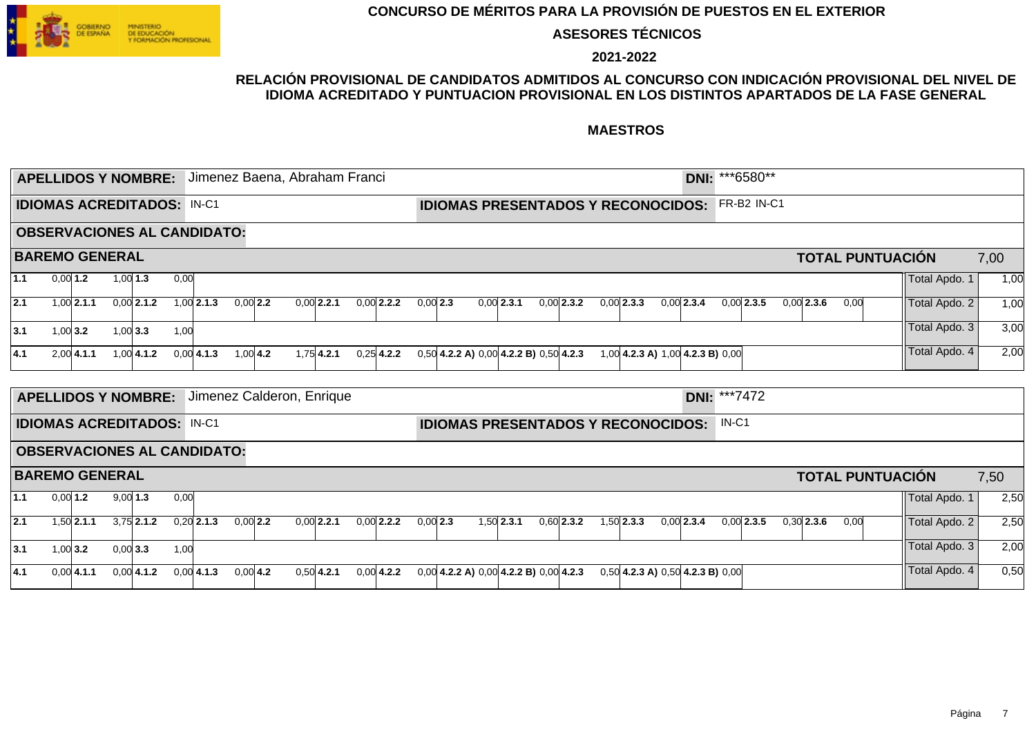# CONCURSO DE MÉRITOS PARA LA PROVISIÓN DE PUESTOS EN EL EXTERIOR

## ASESORES TÉCNICOS

## 2021-2022

### RELACIÓN PROVISIONAL DE CANDIDATOS ADMITIDOS AL CONCURSO CON INDICACIÓN PROVISIONAL DEL NIVEL DE IDIOMA ACREDITADO Y PUNTUACION PROVISIONAL EN LOS DISTINTOS APARTADOS DE LA FASE GENERAL

### MAESTROS

**APELLIDOS Y NOMBRE:** Jimenez Baena, Abraham Franci — **DNI:** ***6580**

**IDIOMAS ACREDITADOS:** IN-C1 — **IDIOMAS PRESENTADOS Y RECONOCIDOS:** FR-B2 IN-C1

**OBSERVACIONES AL CANDIDATO:**

**BAREMO GENERAL** — **TOTAL PUNTUACIÓN** 7,00

| Apdo. | | | | | | | | | | | | | | | | | | | | | | | | | | | Total | |
|---|---|---|---|---|---|---|---|---|---|---|---|---|---|---|---|---|---|---|---|---|---|---|---|---|---|---|---|---|
| **1.1** | 0,00 | **1.2** | 1,00 | **1.3** | 0,00 | | | | | | | | | | | | | | | | | | | | | | Total Apdo. 1 | 1,00 |
| **2.1** | 1,00 | **2.1.1** | 0,00 | **2.1.2** | 1,00 | **2.1.3** | 0,00 | **2.2** | 0,00 | **2.2.1** | 0,00 | **2.2.2** | 0,00 | **2.3** | 0,00 | **2.3.1** | 0,00 | **2.3.2** | 0,00 | **2.3.3** | 0,00 | **2.3.4** | 0,00 | **2.3.5** | 0,00 | **2.3.6** 0,00 | Total Apdo. 2 | 1,00 |
| **3.1** | 1,00 | **3.2** | 1,00 | **3.3** | 1,00 | | | | | | | | | | | | | | | | | | | | | | Total Apdo. 3 | 3,00 |
| **4.1** | 2,00 | **4.1.1** | 1,00 | **4.1.2** | 0,00 | **4.1.3** | 1,00 | **4.2** | 1,75 | **4.2.1** | 0,25 | **4.2.2** | 0,50 | **4.2.2 A)** | 0,00 | **4.2.2 B)** | 0,50 | **4.2.3** | 1,00 | **4.2.3 A)** | 1,00 | **4.2.3 B)** | 0,00 | | | | Total Apdo. 4 | 2,00 |

**APELLIDOS Y NOMBRE:** Jimenez Calderon, Enrique — **DNI:** ***7472

**IDIOMAS ACREDITADOS:** IN-C1 — **IDIOMAS PRESENTADOS Y RECONOCIDOS:** IN-C1

**OBSERVACIONES AL CANDIDATO:**

**BAREMO GENERAL** — **TOTAL PUNTUACIÓN** 7,50

| Apdo. | | | | | | | | | | | | | | | | | | | | | | | | | | | Total | |
|---|---|---|---|---|---|---|---|---|---|---|---|---|---|---|---|---|---|---|---|---|---|---|---|---|---|---|---|---|
| **1.1** | 0,00 | **1.2** | 9,00 | **1.3** | 0,00 | | | | | | | | | | | | | | | | | | | | | | Total Apdo. 1 | 2,50 |
| **2.1** | 1,50 | **2.1.1** | 3,75 | **2.1.2** | 0,20 | **2.1.3** | 0,00 | **2.2** | 0,00 | **2.2.1** | 0,00 | **2.2.2** | 0,00 | **2.3** | 1,50 | **2.3.1** | 0,60 | **2.3.2** | 1,50 | **2.3.3** | 0,00 | **2.3.4** | 0,00 | **2.3.5** | 0,30 | **2.3.6** 0,00 | Total Apdo. 2 | 2,50 |
| **3.1** | 1,00 | **3.2** | 0,00 | **3.3** | 1,00 | | | | | | | | | | | | | | | | | | | | | | Total Apdo. 3 | 2,00 |
| **4.1** | 0,00 | **4.1.1** | 0,00 | **4.1.2** | 0,00 | **4.1.3** | 0,00 | **4.2** | 0,50 | **4.2.1** | 0,00 | **4.2.2** | 0,00 | **4.2.2 A)** | 0,00 | **4.2.2 B)** | 0,00 | **4.2.3** | 0,50 | **4.2.3 A)** | 0,50 | **4.2.3 B)** | 0,00 | | | | Total Apdo. 4 | 0,50 |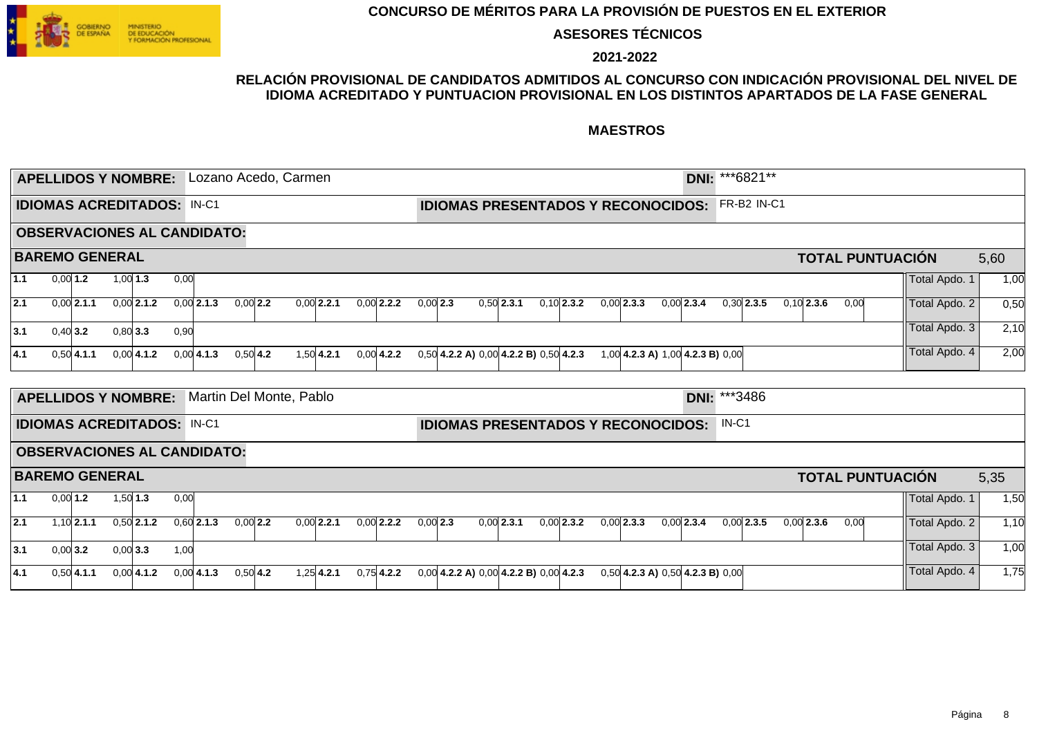# CONCURSO DE MÉRITOS PARA LA PROVISIÓN DE PUESTOS EN EL EXTERIOR

## ASESORES TÉCNICOS

## 2021-2022

### RELACIÓN PROVISIONAL DE CANDIDATOS ADMITIDOS AL CONCURSO CON INDICACIÓN PROVISIONAL DEL NIVEL DE IDIOMA ACREDITADO Y PUNTUACION PROVISIONAL EN LOS DISTINTOS APARTADOS DE LA FASE GENERAL

### MAESTROS

**APELLIDOS Y NOMBRE:** Lozano Acedo, Carmen — **DNI:** ***6821**

**IDIOMAS ACREDITADOS:** IN-C1 — **IDIOMAS PRESENTADOS Y RECONOCIDOS:** FR-B2 IN-C1

**OBSERVACIONES AL CANDIDATO:**

**BAREMO GENERAL** — **TOTAL PUNTUACIÓN** 5,60

| | | | | | | | | | | | | | | | | | | | | | | | | | | | |
|---|---|---|---|---|---|---|---|---|---|---|---|---|---|---|---|---|---|---|---|---|---|---|---|---|---|---|---|
| **1.1** | 0,00 | **1.2** | 1,00 | **1.3** | 0,00 | | | | | | | | | | | | | | | | | | | | | Total Apdo. 1 | 1,00 |
| **2.1** | 0,00 | **2.1.1** | 0,00 | **2.1.2** | 0,00 | **2.1.3** | 0,00 | **2.2** | 0,00 | **2.2.1** | 0,00 | **2.2.2** | 0,00 | **2.3** | 0,50 | **2.3.1** | 0,10 | **2.3.2** | 0,00 | **2.3.3** | 0,00 | **2.3.4** | 0,30 | **2.3.5** | 0,10 | **2.3.6** 0,00 | Total Apdo. 2 | 0,50 |
| **3.1** | 0,40 | **3.2** | 0,80 | **3.3** | 0,90 | | | | | | | | | | | | | | | | | | | | | Total Apdo. 3 | 2,10 |
| **4.1** | 0,50 | **4.1.1** | 0,00 | **4.1.2** | 0,00 | **4.1.3** | 0,50 | **4.2** | 1,50 | **4.2.1** | 0,00 | **4.2.2** | 0,50 | **4.2.2 A)** | 0,00 | **4.2.2 B)** | 0,50 | **4.2.3** | 1,00 | **4.2.3 A)** | 1,00 | **4.2.3 B)** | 0,00 | | | | Total Apdo. 4 | 2,00 |

**APELLIDOS Y NOMBRE:** Martin Del Monte, Pablo — **DNI:** ***3486

**IDIOMAS ACREDITADOS:** IN-C1 — **IDIOMAS PRESENTADOS Y RECONOCIDOS:** IN-C1

**OBSERVACIONES AL CANDIDATO:**

**BAREMO GENERAL** — **TOTAL PUNTUACIÓN** 5,35

| | | | | | | | | | | | | | | | | | | | | | | | | | | | |
|---|---|---|---|---|---|---|---|---|---|---|---|---|---|---|---|---|---|---|---|---|---|---|---|---|---|---|---|
| **1.1** | 0,00 | **1.2** | 1,50 | **1.3** | 0,00 | | | | | | | | | | | | | | | | | | | | | Total Apdo. 1 | 1,50 |
| **2.1** | 1,10 | **2.1.1** | 0,50 | **2.1.2** | 0,60 | **2.1.3** | 0,00 | **2.2** | 0,00 | **2.2.1** | 0,00 | **2.2.2** | 0,00 | **2.3** | 0,00 | **2.3.1** | 0,00 | **2.3.2** | 0,00 | **2.3.3** | 0,00 | **2.3.4** | 0,00 | **2.3.5** | 0,00 | **2.3.6** 0,00 | Total Apdo. 2 | 1,10 |
| **3.1** | 0,00 | **3.2** | 0,00 | **3.3** | 1,00 | | | | | | | | | | | | | | | | | | | | | Total Apdo. 3 | 1,00 |
| **4.1** | 0,50 | **4.1.1** | 0,00 | **4.1.2** | 0,00 | **4.1.3** | 0,50 | **4.2** | 1,25 | **4.2.1** | 0,75 | **4.2.2** | 0,00 | **4.2.2 A)** | 0,00 | **4.2.2 B)** | 0,00 | **4.2.3** | 0,50 | **4.2.3 A)** | 0,50 | **4.2.3 B)** | 0,00 | | | | Total Apdo. 4 | 1,75 |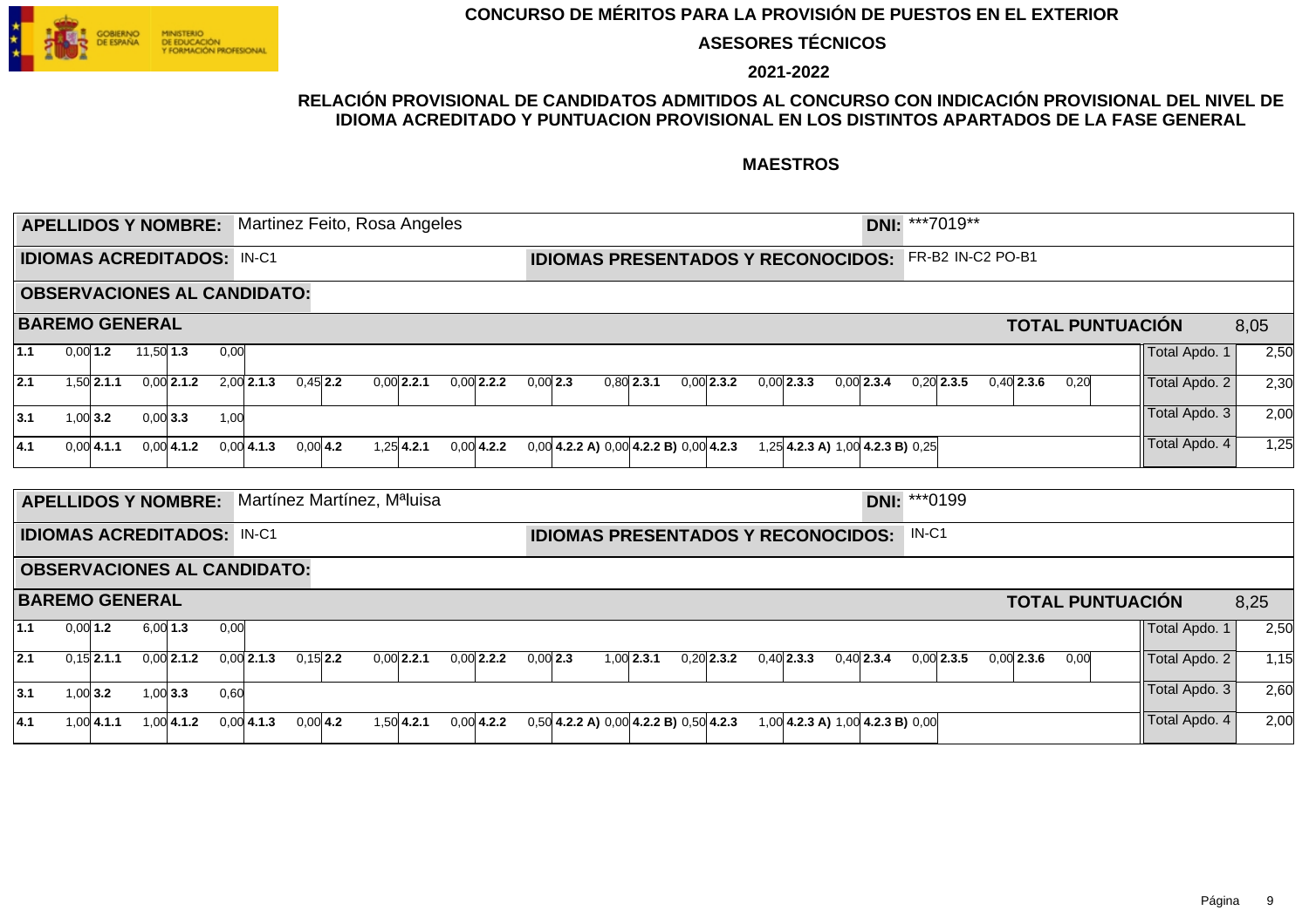**CONCURSO DE MÉRITOS PARA LA PROVISIÓN DE PUESTOS EN EL EXTERIOR**

**ASESORES TÉCNICOS**

**2021-2022**

**RELACIÓN PROVISIONAL DE CANDIDATOS ADMITIDOS AL CONCURSO CON INDICACIÓN PROVISIONAL DEL NIVEL DE IDIOMA ACREDITADO Y PUNTUACION PROVISIONAL EN LOS DISTINTOS APARTADOS DE LA FASE GENERAL**

**MAESTROS**

**APELLIDOS Y NOMBRE:** Martinez Feito, Rosa Angeles — **DNI:** ***7019**

**IDIOMAS ACREDITADOS:** IN-C1 — **IDIOMAS PRESENTADOS Y RECONOCIDOS:** FR-B2 IN-C2 PO-B1

**OBSERVACIONES AL CANDIDATO:**

**BAREMO GENERAL** — **TOTAL PUNTUACIÓN** 8,05

| | | | | | | | | | | | | | | | | | | | | | | | | | |
|---|---|---|---|---|---|---|---|---|---|---|---|---|---|---|---|---|---|---|---|---|---|---|---|---|---|
| **1.1** | 0,00 | **1.2** | 11,50 | **1.3** | 0,00 | | | | | | | | | | | | | | | | | | | Total Apdo. 1 | 2,50 |
| **2.1** | 1,50 | **2.1.1** | 0,00 | **2.1.2** | 2,00 | **2.1.3** | 0,45 | **2.2** | 0,00 | **2.2.1** | 0,00 | **2.2.2** | 0,00 | **2.3** | 0,80 | **2.3.1** | 0,00 | **2.3.2** | 0,00 | **2.3.3** | 0,00 | **2.3.4** | 0,20 | **2.3.5** 0,40 **2.3.6** 0,20 | Total Apdo. 2 | 2,30 |
| **3.1** | 1,00 | **3.2** | 0,00 | **3.3** | 1,00 | | | | | | | | | | | | | | | | | | | Total Apdo. 3 | 2,00 |
| **4.1** | 0,00 | **4.1.1** | 0,00 | **4.1.2** | 0,00 | **4.1.3** | 0,00 | **4.2** | 1,25 | **4.2.1** | 0,00 | **4.2.2** | 0,00 | **4.2.2 A)** | 0,00 | **4.2.2 B)** | 0,00 | **4.2.3** | 1,25 | **4.2.3 A)** | 1,00 | **4.2.3 B)** | 0,25 | | Total Apdo. 4 | 1,25 |

**APELLIDOS Y NOMBRE:** Martínez Martínez, Mªluisa — **DNI:** ***0199

**IDIOMAS ACREDITADOS:** IN-C1 — **IDIOMAS PRESENTADOS Y RECONOCIDOS:** IN-C1

**OBSERVACIONES AL CANDIDATO:**

**BAREMO GENERAL** — **TOTAL PUNTUACIÓN** 8,25

| | | | | | | | | | | | | | | | | | | | | | | | | | |
|---|---|---|---|---|---|---|---|---|---|---|---|---|---|---|---|---|---|---|---|---|---|---|---|---|---|
| **1.1** | 0,00 | **1.2** | 6,00 | **1.3** | 0,00 | | | | | | | | | | | | | | | | | | | Total Apdo. 1 | 2,50 |
| **2.1** | 0,15 | **2.1.1** | 0,00 | **2.1.2** | 0,00 | **2.1.3** | 0,15 | **2.2** | 0,00 | **2.2.1** | 0,00 | **2.2.2** | 0,00 | **2.3** | 1,00 | **2.3.1** | 0,20 | **2.3.2** | 0,40 | **2.3.3** | 0,40 | **2.3.4** | 0,00 | **2.3.5** 0,00 **2.3.6** 0,00 | Total Apdo. 2 | 1,15 |
| **3.1** | 1,00 | **3.2** | 1,00 | **3.3** | 0,60 | | | | | | | | | | | | | | | | | | | Total Apdo. 3 | 2,60 |
| **4.1** | 1,00 | **4.1.1** | 1,00 | **4.1.2** | 0,00 | **4.1.3** | 0,00 | **4.2** | 1,50 | **4.2.1** | 0,00 | **4.2.2** | 0,50 | **4.2.2 A)** | 0,00 | **4.2.2 B)** | 0,50 | **4.2.3** | 1,00 | **4.2.3 A)** | 1,00 | **4.2.3 B)** | 0,00 | | Total Apdo. 4 | 2,00 |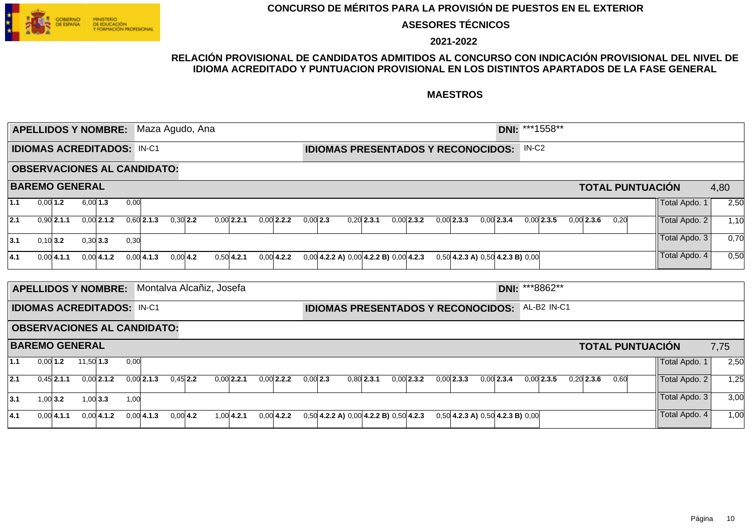# CONCURSO DE MÉRITOS PARA LA PROVISIÓN DE PUESTOS EN EL EXTERIOR

## ASESORES TÉCNICOS

## 2021-2022

## RELACIÓN PROVISIONAL DE CANDIDATOS ADMITIDOS AL CONCURSO CON INDICACIÓN PROVISIONAL DEL NIVEL DE IDIOMA ACREDITADO Y PUNTUACION PROVISIONAL EN LOS DISTINTOS APARTADOS DE LA FASE GENERAL

## MAESTROS

**APELLIDOS Y NOMBRE:** Maza Agudo, Ana **DNI:** ***1558**

**IDIOMAS ACREDITADOS:** IN-C1 **IDIOMAS PRESENTADOS Y RECONOCIDOS:** IN-C2

**OBSERVACIONES AL CANDIDATO:**

**BAREMO GENERAL** **TOTAL PUNTUACIÓN** 4,80

| | | | | | | | | | | | | | | | | | | | | | | | | | | | | | | | |
|---|---|---|---|---|---|---|---|---|---|---|---|---|---|---|---|---|---|---|---|---|---|---|---|---|---|---|---|---|---|---|---|
| **1.1** | 0,00 | **1.2** | 6,00 | **1.3** | 0,00 | | | | | | | | | | | | | | | | | | | | | | | | | Total Apdo. 1 | 2,50 |
| **2.1** | 0,90 | **2.1.1** | 0,00 | **2.1.2** | 0,60 | **2.1.3** | 0,30 | **2.2** | 0,00 | **2.2.1** | 0,00 | **2.2.2** | 0,00 | **2.3** | 0,20 | **2.3.1** | 0,00 | **2.3.2** | 0,00 | **2.3.3** | 0,00 | **2.3.4** | 0,00 | **2.3.5** | 0,00 | **2.3.6** | 0,20 | | | Total Apdo. 2 | 1,10 |
| **3.1** | 0,10 | **3.2** | 0,30 | **3.3** | 0,30 | | | | | | | | | | | | | | | | | | | | | | | | | Total Apdo. 3 | 0,70 |
| **4.1** | 0,00 | **4.1.1** | 0,00 | **4.1.2** | 0,00 | **4.1.3** | 0,00 | **4.2** | 0,50 | **4.2.1** | 0,00 | **4.2.2** | 0,00 | **4.2.2 A)** | 0,00 | **4.2.2 B)** | 0,00 | **4.2.3** | 0,50 | **4.2.3 A)** | 0,50 | **4.2.3 B)** | 0,00 | | | | | | | Total Apdo. 4 | 0,50 |

**APELLIDOS Y NOMBRE:** Montalva Alcañiz, Josefa **DNI:** ***8862**

**IDIOMAS ACREDITADOS:** IN-C1 **IDIOMAS PRESENTADOS Y RECONOCIDOS:** AL-B2 IN-C1

**OBSERVACIONES AL CANDIDATO:**

**BAREMO GENERAL** **TOTAL PUNTUACIÓN** 7,75

| | | | | | | | | | | | | | | | | | | | | | | | | | | | | | | | |
|---|---|---|---|---|---|---|---|---|---|---|---|---|---|---|---|---|---|---|---|---|---|---|---|---|---|---|---|---|---|---|---|
| **1.1** | 0,00 | **1.2** | 11,50 | **1.3** | 0,00 | | | | | | | | | | | | | | | | | | | | | | | | | Total Apdo. 1 | 2,50 |
| **2.1** | 0,45 | **2.1.1** | 0,00 | **2.1.2** | 0,00 | **2.1.3** | 0,45 | **2.2** | 0,00 | **2.2.1** | 0,00 | **2.2.2** | 0,00 | **2.3** | 0,80 | **2.3.1** | 0,00 | **2.3.2** | 0,00 | **2.3.3** | 0,00 | **2.3.4** | 0,00 | **2.3.5** | 0,20 | **2.3.6** | 0,60 | | | Total Apdo. 2 | 1,25 |
| **3.1** | 1,00 | **3.2** | 1,00 | **3.3** | 1,00 | | | | | | | | | | | | | | | | | | | | | | | | | Total Apdo. 3 | 3,00 |
| **4.1** | 0,00 | **4.1.1** | 0,00 | **4.1.2** | 0,00 | **4.1.3** | 0,00 | **4.2** | 1,00 | **4.2.1** | 0,00 | **4.2.2** | 0,50 | **4.2.2 A)** | 0,00 | **4.2.2 B)** | 0,50 | **4.2.3** | 0,50 | **4.2.3 A)** | 0,50 | **4.2.3 B)** | 0,00 | | | | | | | Total Apdo. 4 | 1,00 |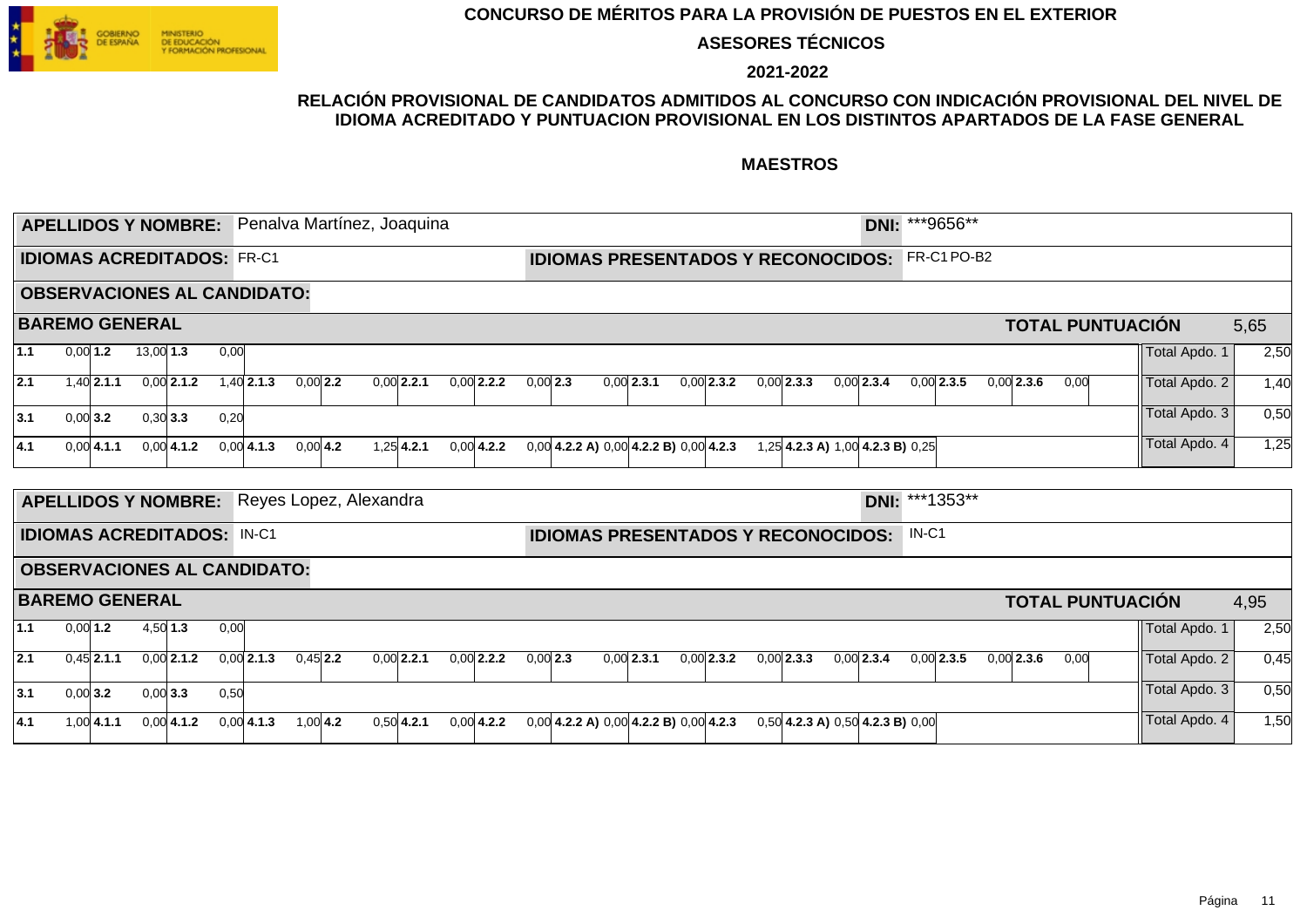# CONCURSO DE MÉRITOS PARA LA PROVISIÓN DE PUESTOS EN EL EXTERIOR

## ASESORES TÉCNICOS

## 2021-2022

### RELACIÓN PROVISIONAL DE CANDIDATOS ADMITIDOS AL CONCURSO CON INDICACIÓN PROVISIONAL DEL NIVEL DE IDIOMA ACREDITADO Y PUNTUACION PROVISIONAL EN LOS DISTINTOS APARTADOS DE LA FASE GENERAL

### MAESTROS

**APELLIDOS Y NOMBRE:** Penalva Martínez, Joaquina | **DNI:** ***9656**

**IDIOMAS ACREDITADOS:** FR-C1 | **IDIOMAS PRESENTADOS Y RECONOCIDOS:** FR-C1 PO-B2

**OBSERVACIONES AL CANDIDATO:**

**BAREMO GENERAL** | **TOTAL PUNTUACIÓN** 5,65

| Apartado | Valor | Apartado | Valor | Apartado | Valor | Apartado | Valor | Apartado | Valor | Apartado | Valor | Apartado | Valor | Apartado | Valor | Apartado | Valor | Apartado | Valor | Apartado | Valor | Apartado | Valor | Apartado | Valor | Total | Valor |
|---|---|---|---|---|---|---|---|---|---|---|---|---|---|---|---|---|---|---|---|---|---|---|---|---|---|---|---|
| **1.1** | 0,00 | **1.2** | 13,00 | **1.3** | 0,00 | | | | | | | | | | | | | | | | | | | | | Total Apdo. 1 | 2,50 |
| **2.1** | 1,40 | **2.1.1** | 0,00 | **2.1.2** | 1,40 | **2.1.3** | 0,00 | **2.2** | 0,00 | **2.2.1** | 0,00 | **2.2.2** | 0,00 | **2.3** | 0,00 | **2.3.1** | 0,00 | **2.3.2** | 0,00 | **2.3.3** | 0,00 | **2.3.4** | 0,00 | **2.3.5** | 0,00 | Total Apdo. 2 | 1,40 |
| | | | | | | | | | | | | | | | | | | | | | | **2.3.6** | 0,00 | | | | |
| **3.1** | 0,00 | **3.2** | 0,30 | **3.3** | 0,20 | | | | | | | | | | | | | | | | | | | | | Total Apdo. 3 | 0,50 |
| **4.1** | 0,00 | **4.1.1** | 0,00 | **4.1.2** | 0,00 | **4.1.3** | 0,00 | **4.2** | 1,25 | **4.2.1** | 0,00 | **4.2.2** | 0,00 | **4.2.2 A)** | 0,00 | **4.2.2 B)** | 0,00 | **4.2.3** | 1,25 | **4.2.3 A)** | 1,00 | **4.2.3 B)** | 0,25 | | | Total Apdo. 4 | 1,25 |

**APELLIDOS Y NOMBRE:** Reyes Lopez, Alexandra | **DNI:** ***1353**

**IDIOMAS ACREDITADOS:** IN-C1 | **IDIOMAS PRESENTADOS Y RECONOCIDOS:** IN-C1

**OBSERVACIONES AL CANDIDATO:**

**BAREMO GENERAL** | **TOTAL PUNTUACIÓN** 4,95

| Apartado | Valor | Apartado | Valor | Apartado | Valor | Apartado | Valor | Apartado | Valor | Apartado | Valor | Apartado | Valor | Apartado | Valor | Apartado | Valor | Apartado | Valor | Apartado | Valor | Apartado | Valor | Apartado | Valor | Total | Valor |
|---|---|---|---|---|---|---|---|---|---|---|---|---|---|---|---|---|---|---|---|---|---|---|---|---|---|---|---|
| **1.1** | 0,00 | **1.2** | 4,50 | **1.3** | 0,00 | | | | | | | | | | | | | | | | | | | | | Total Apdo. 1 | 2,50 |
| **2.1** | 0,45 | **2.1.1** | 0,00 | **2.1.2** | 0,00 | **2.1.3** | 0,45 | **2.2** | 0,00 | **2.2.1** | 0,00 | **2.2.2** | 0,00 | **2.3** | 0,00 | **2.3.1** | 0,00 | **2.3.2** | 0,00 | **2.3.3** | 0,00 | **2.3.4** | 0,00 | **2.3.5** | 0,00 | Total Apdo. 2 | 0,45 |
| | | | | | | | | | | | | | | | | | | | | | | **2.3.6** | 0,00 | | | | |
| **3.1** | 0,00 | **3.2** | 0,00 | **3.3** | 0,50 | | | | | | | | | | | | | | | | | | | | | Total Apdo. 3 | 0,50 |
| **4.1** | 1,00 | **4.1.1** | 0,00 | **4.1.2** | 0,00 | **4.1.3** | 1,00 | **4.2** | 0,50 | **4.2.1** | 0,00 | **4.2.2** | 0,00 | **4.2.2 A)** | 0,00 | **4.2.2 B)** | 0,00 | **4.2.3** | 0,50 | **4.2.3 A)** | 0,50 | **4.2.3 B)** | 0,00 | | | Total Apdo. 4 | 1,50 |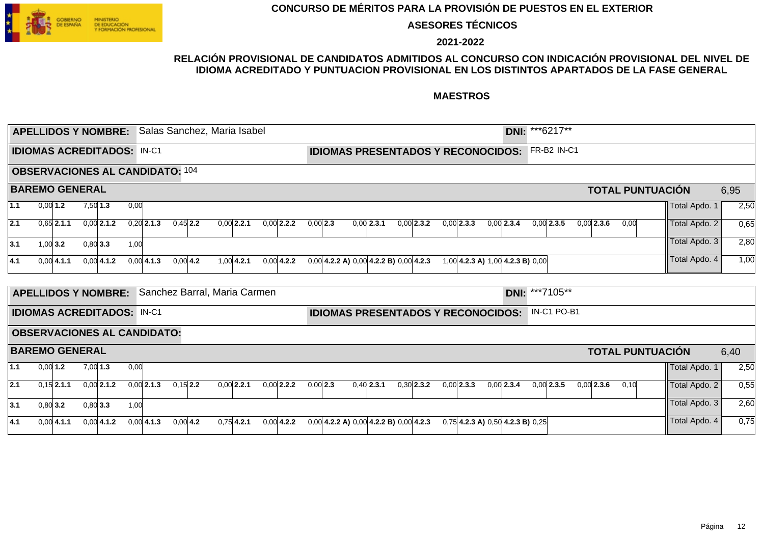**CONCURSO DE MÉRITOS PARA LA PROVISIÓN DE PUESTOS EN EL EXTERIOR**

**ASESORES TÉCNICOS**

**2021-2022**

**RELACIÓN PROVISIONAL DE CANDIDATOS ADMITIDOS AL CONCURSO CON INDICACIÓN PROVISIONAL DEL NIVEL DE IDIOMA ACREDITADO Y PUNTUACION PROVISIONAL EN LOS DISTINTOS APARTADOS DE LA FASE GENERAL**

**MAESTROS**

**APELLIDOS Y NOMBRE:** Salas Sanchez, Maria Isabel — **DNI:** ***6217**

**IDIOMAS ACREDITADOS:** IN-C1 — **IDIOMAS PRESENTADOS Y RECONOCIDOS:** FR-B2 IN-C1

**OBSERVACIONES AL CANDIDATO:** 104

**BAREMO GENERAL** — **TOTAL PUNTUACIÓN** 6,95

| | | | | | | | | | | | | | | | | | | | | | | | | | | | | | | | | | | | | | | | |
|---|---|---|---|---|---|---|---|---|---|---|---|---|---|---|---|---|---|---|---|---|---|---|---|---|---|---|---|---|---|---|---|---|---|---|---|---|---|---|---|
| **1.1** | 0,00 | **1.2** | 7,50 | **1.3** | 0,00 | | | | | | | | | | | | | | | | | | | | | | | | | | | | | | | | | Total Apdo. 1 | 2,50 |
| **2.1** | 0,65 | **2.1.1** | 0,00 | **2.1.2** | 0,20 | **2.1.3** | 0,45 | **2.2** | 0,00 | **2.2.1** | 0,00 | **2.2.2** | 0,00 | **2.3** | 0,00 | **2.3.1** | 0,00 | **2.3.2** | 0,00 | **2.3.3** | 0,00 | **2.3.4** | 0,00 | **2.3.5** | 0,00 | **2.3.6** | 0,00 | | | | | | | | | | | Total Apdo. 2 | 0,65 |
| **3.1** | 1,00 | **3.2** | 0,80 | **3.3** | 1,00 | | | | | | | | | | | | | | | | | | | | | | | | | | | | | | | | | Total Apdo. 3 | 2,80 |
| **4.1** | 0,00 | **4.1.1** | 0,00 | **4.1.2** | 0,00 | **4.1.3** | 0,00 | **4.2** | 1,00 | **4.2.1** | 0,00 | **4.2.2** | 0,00 | **4.2.2 A)** | 0,00 | **4.2.2 B)** | 0,00 | **4.2.3** | 1,00 | **4.2.3 A)** | 1,00 | **4.2.3 B)** | 0,00 | | | | | | | | | | | | | | | Total Apdo. 4 | 1,00 |

**APELLIDOS Y NOMBRE:** Sanchez Barral, Maria Carmen — **DNI:** ***7105**

**IDIOMAS ACREDITADOS:** IN-C1 — **IDIOMAS PRESENTADOS Y RECONOCIDOS:** IN-C1 PO-B1

**OBSERVACIONES AL CANDIDATO:**

**BAREMO GENERAL** — **TOTAL PUNTUACIÓN** 6,40

| | | | | | | | | | | | | | | | | | | | | | | | | | | | | | | | | | | | | | | | |
|---|---|---|---|---|---|---|---|---|---|---|---|---|---|---|---|---|---|---|---|---|---|---|---|---|---|---|---|---|---|---|---|---|---|---|---|---|---|---|---|
| **1.1** | 0,00 | **1.2** | 7,00 | **1.3** | 0,00 | | | | | | | | | | | | | | | | | | | | | | | | | | | | | | | | | Total Apdo. 1 | 2,50 |
| **2.1** | 0,15 | **2.1.1** | 0,00 | **2.1.2** | 0,00 | **2.1.3** | 0,15 | **2.2** | 0,00 | **2.2.1** | 0,00 | **2.2.2** | 0,00 | **2.3** | 0,40 | **2.3.1** | 0,30 | **2.3.2** | 0,00 | **2.3.3** | 0,00 | **2.3.4** | 0,00 | **2.3.5** | 0,00 | **2.3.6** | 0,10 | | | | | | | | | | | Total Apdo. 2 | 0,55 |
| **3.1** | 0,80 | **3.2** | 0,80 | **3.3** | 1,00 | | | | | | | | | | | | | | | | | | | | | | | | | | | | | | | | | Total Apdo. 3 | 2,60 |
| **4.1** | 0,00 | **4.1.1** | 0,00 | **4.1.2** | 0,00 | **4.1.3** | 0,00 | **4.2** | 0,75 | **4.2.1** | 0,00 | **4.2.2** | 0,00 | **4.2.2 A)** | 0,00 | **4.2.2 B)** | 0,00 | **4.2.3** | 0,75 | **4.2.3 A)** | 0,50 | **4.2.3 B)** | 0,25 | | | | | | | | | | | | | | | Total Apdo. 4 | 0,75 |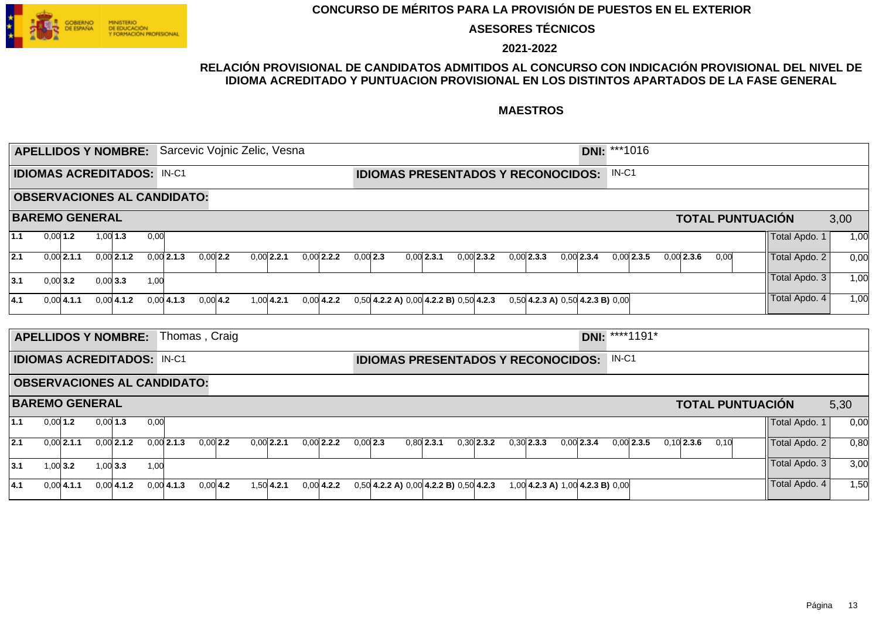# CONCURSO DE MÉRITOS PARA LA PROVISIÓN DE PUESTOS EN EL EXTERIOR

## ASESORES TÉCNICOS

## 2021-2022

### RELACIÓN PROVISIONAL DE CANDIDATOS ADMITIDOS AL CONCURSO CON INDICACIÓN PROVISIONAL DEL NIVEL DE IDIOMA ACREDITADO Y PUNTUACION PROVISIONAL EN LOS DISTINTOS APARTADOS DE LA FASE GENERAL

### MAESTROS

**APELLIDOS Y NOMBRE:** Sarcevic Vojnic Zelic, Vesna **DNI:** ***1016

**IDIOMAS ACREDITADOS:** IN-C1 **IDIOMAS PRESENTADOS Y RECONOCIDOS:** IN-C1

**OBSERVACIONES AL CANDIDATO:**

**BAREMO GENERAL** **TOTAL PUNTUACIÓN** 3,00

| | | | | | | | | | | | | | | | | | | | | |
|---|---|---|---|---|---|---|---|---|---|---|---|---|---|---|---|---|---|---|---|---|
| **1.1** | 0,00 | **1.2** | 1,00 | **1.3** | 0,00 | | | | | | | | | | | | | | Total Apdo. 1 | 1,00 |
| **2.1** | 0,00 | **2.1.1** | 0,00 | **2.1.2** | 0,00 | **2.1.3** | 0,00 | **2.2** | 0,00 | **2.2.1** | 0,00 | **2.2.2** | 0,00 | **2.3** | 0,00 | **2.3.1** 0,00 **2.3.2** 0,00 **2.3.3** 0,00 | **2.3.4** 0,00 | **2.3.5** 0,00 **2.3.6** 0,00 | Total Apdo. 2 | 0,00 |
| **3.1** | 0,00 | **3.2** | 0,00 | **3.3** | 1,00 | | | | | | | | | | | | | | Total Apdo. 3 | 1,00 |
| **4.1** | 0,00 | **4.1.1** | 0,00 | **4.1.2** | 0,00 | **4.1.3** | 0,00 | **4.2** | 1,00 | **4.2.1** | 0,00 | **4.2.2** | 0,50 | **4.2.2 A)** | 0,00 | **4.2.2 B)** 0,50 | **4.2.3** 0,50 | **4.2.3 A)** 0,50 **4.2.3 B)** 0,00 | Total Apdo. 4 | 1,00 |

**APELLIDOS Y NOMBRE:** Thomas , Craig **DNI:** ****1191*

**IDIOMAS ACREDITADOS:** IN-C1 **IDIOMAS PRESENTADOS Y RECONOCIDOS:** IN-C1

**OBSERVACIONES AL CANDIDATO:**

**BAREMO GENERAL** **TOTAL PUNTUACIÓN** 5,30

| | | | | | | | | | | | | | | | | | | | | |
|---|---|---|---|---|---|---|---|---|---|---|---|---|---|---|---|---|---|---|---|---|
| **1.1** | 0,00 | **1.2** | 0,00 | **1.3** | 0,00 | | | | | | | | | | | | | | Total Apdo. 1 | 0,00 |
| **2.1** | 0,00 | **2.1.1** | 0,00 | **2.1.2** | 0,00 | **2.1.3** | 0,00 | **2.2** | 0,00 | **2.2.1** | 0,00 | **2.2.2** | 0,00 | **2.3** | 0,80 | **2.3.1** 0,30 **2.3.2** 0,30 **2.3.3** 0,00 | **2.3.4** 0,00 | **2.3.5** 0,10 **2.3.6** 0,10 | Total Apdo. 2 | 0,80 |
| **3.1** | 1,00 | **3.2** | 1,00 | **3.3** | 1,00 | | | | | | | | | | | | | | Total Apdo. 3 | 3,00 |
| **4.1** | 0,00 | **4.1.1** | 0,00 | **4.1.2** | 0,00 | **4.1.3** | 0,00 | **4.2** | 1,50 | **4.2.1** | 0,00 | **4.2.2** | 0,50 | **4.2.2 A)** | 0,00 | **4.2.2 B)** 0,50 | **4.2.3** 1,00 | **4.2.3 A)** 1,00 **4.2.3 B)** 0,00 | Total Apdo. 4 | 1,50 |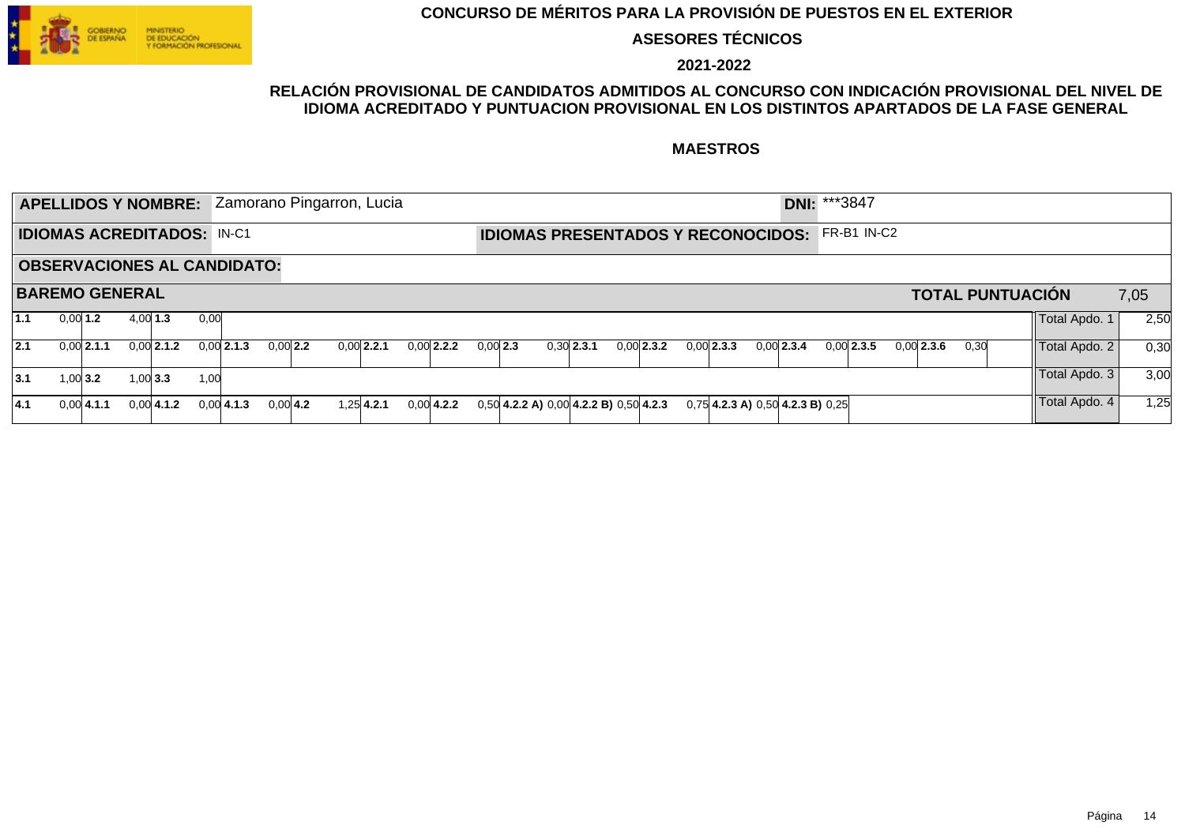# CONCURSO DE MÉRITOS PARA LA PROVISIÓN DE PUESTOS EN EL EXTERIOR

## ASESORES TÉCNICOS

## 2021-2022

### RELACIÓN PROVISIONAL DE CANDIDATOS ADMITIDOS AL CONCURSO CON INDICACIÓN PROVISIONAL DEL NIVEL DE IDIOMA ACREDITADO Y PUNTUACION PROVISIONAL EN LOS DISTINTOS APARTADOS DE LA FASE GENERAL

### MAESTROS

**APELLIDOS Y NOMBRE:** Zamorano Pingarron, Lucia **DNI:** ***3847

**IDIOMAS ACREDITADOS:** IN-C1 **IDIOMAS PRESENTADOS Y RECONOCIDOS:** FR-B1 IN-C2

**OBSERVACIONES AL CANDIDATO:**

**BAREMO GENERAL** **TOTAL PUNTUACIÓN** 7,05

| | | | | | | | | | | | | | | | | | | | | | | | | | |
|---|---|---|---|---|---|---|---|---|---|---|---|---|---|---|---|---|---|---|---|---|---|---|---|---|---|
| **1.1** | 0,00 | **1.2** | 4,00 | **1.3** | 0,00 | | | | | | | | | | | | | | | | | | | Total Apdo. 1 | 2,50 |
| **2.1** | 0,00 | **2.1.1** | 0,00 | **2.1.2** | 0,00 | **2.1.3** | 0,00 | **2.2** | 0,00 | **2.2.1** | 0,00 | **2.2.2** | 0,00 | **2.3** | 0,30 | **2.3.1** | 0,00 | **2.3.2** | 0,00 | **2.3.3** | 0,00 | **2.3.4** | 0,00 | **2.3.5** | 0,00 | **2.3.6** | 0,30 | Total Apdo. 2 | 0,30 |
| **3.1** | 1,00 | **3.2** | 1,00 | **3.3** | 1,00 | | | | | | | | | | | | | | | | | | | Total Apdo. 3 | 3,00 |
| **4.1** | 0,00 | **4.1.1** | 0,00 | **4.1.2** | 0,00 | **4.1.3** | 0,00 | **4.2** | 1,25 | **4.2.1** | 0,00 | **4.2.2** | 0,50 | **4.2.2 A)** | 0,00 | **4.2.2 B)** | 0,50 | **4.2.3** | 0,75 | **4.2.3 A)** | 0,50 | **4.2.3 B)** | 0,25 | Total Apdo. 4 | 1,25 |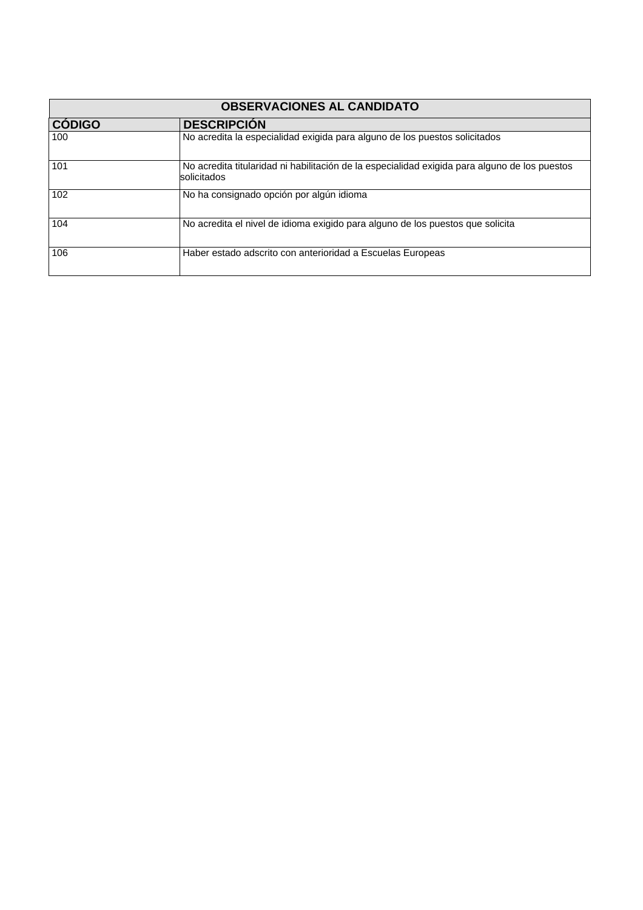| OBSERVACIONES AL CANDIDATO | |
|---|---|
| **CÓDIGO** | **DESCRIPCIÓN** |
| 100 | No acredita la especialidad exigida para alguno de los puestos solicitados |
| 101 | No acredita titularidad ni habilitación de la especialidad exigida para alguno de los puestos solicitados |
| 102 | No ha consignado opción por algún idioma |
| 104 | No acredita el nivel de idioma exigido para alguno de los puestos que solicita |
| 106 | Haber estado adscrito con anterioridad a Escuelas Europeas |